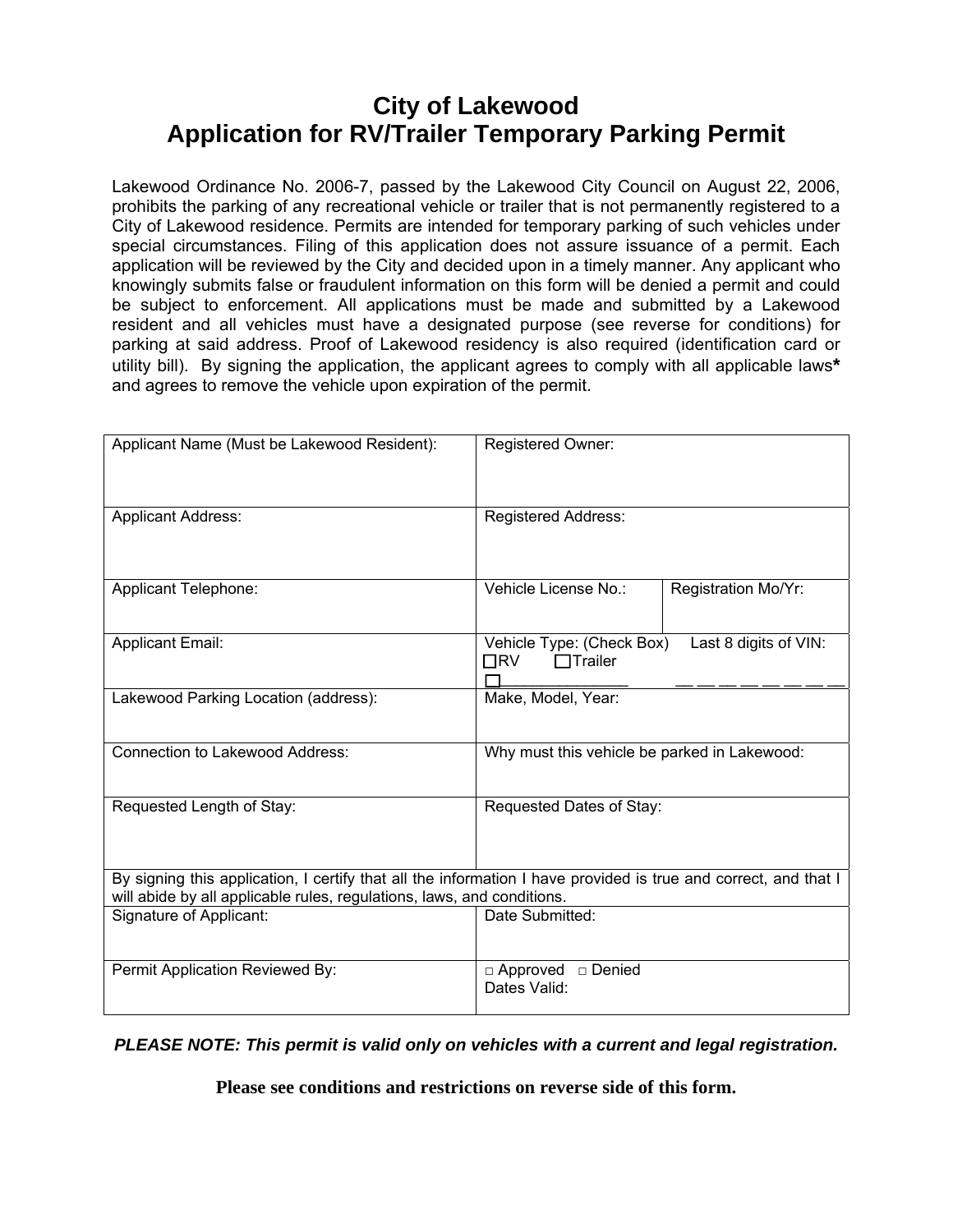# City of Lakewood
# Application for RV/Trailer Temporary Parking Permit

Lakewood Ordinance No. 2006-7, passed by the Lakewood City Council on August 22, 2006, prohibits the parking of any recreational vehicle or trailer that is not permanently registered to a City of Lakewood residence. Permits are intended for temporary parking of such vehicles under special circumstances. Filing of this application does not assure issuance of a permit. Each application will be reviewed by the City and decided upon in a timely manner. Any applicant who knowingly submits false or fraudulent information on this form will be denied a permit and could be subject to enforcement. All applications must be made and submitted by a Lakewood resident and all vehicles must have a designated purpose (see reverse for conditions) for parking at said address. Proof of Lakewood residency is also required (identification card or utility bill). By signing the application, the applicant agrees to comply with all applicable laws**\*** and agrees to remove the vehicle upon expiration of the permit.

| Applicant Name (Must be Lakewood Resident): | Registered Owner: | |
|---|---|---|
| Applicant Address: | Registered Address: | |
| Applicant Telephone: | Vehicle License No.: | Registration Mo/Yr: |
| Applicant Email: | Vehicle Type: (Check Box) ☐RV ☐Trailer ☐_______________ | Last 8 digits of VIN: __ __ __ __ __ __ __ __ |
| Lakewood Parking Location (address): | Make, Model, Year: | |
| Connection to Lakewood Address: | Why must this vehicle be parked in Lakewood: | |
| Requested Length of Stay: | Requested Dates of Stay: | |
| By signing this application, I certify that all the information I have provided is true and correct, and that I will abide by all applicable rules, regulations, laws, and conditions. | | |
| Signature of Applicant: | Date Submitted: | |
| Permit Application Reviewed By: | □ Approved □ Denied<br>Dates Valid: | |

***PLEASE NOTE: This permit is valid only on vehicles with a current and legal registration.***

**Please see conditions and restrictions on reverse side of this form.**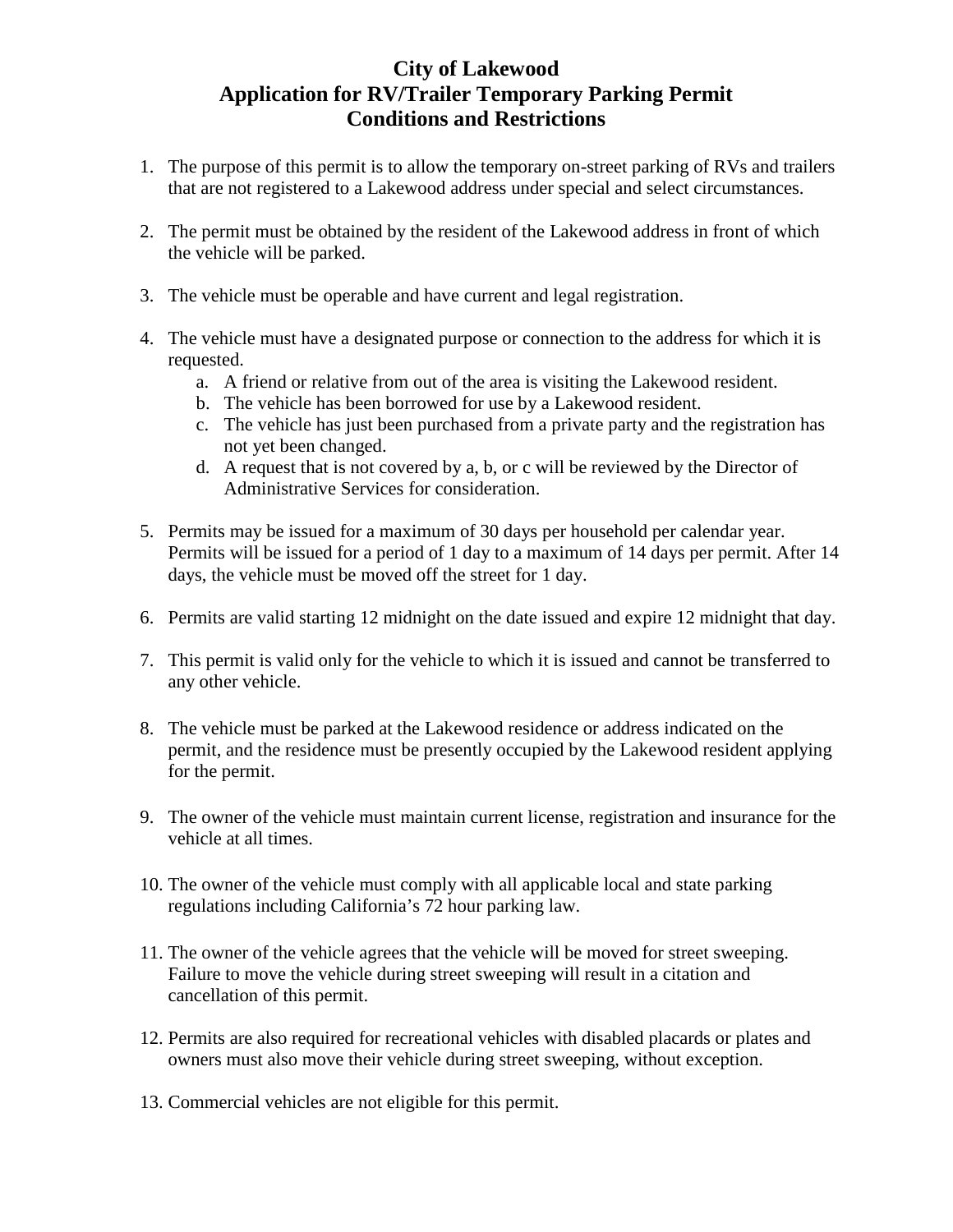# City of Lakewood
# Application for RV/Trailer Temporary Parking Permit
# Conditions and Restrictions

1. The purpose of this permit is to allow the temporary on-street parking of RVs and trailers that are not registered to a Lakewood address under special and select circumstances.

2. The permit must be obtained by the resident of the Lakewood address in front of which the vehicle will be parked.

3. The vehicle must be operable and have current and legal registration.

4. The vehicle must have a designated purpose or connection to the address for which it is requested.
   a. A friend or relative from out of the area is visiting the Lakewood resident.
   b. The vehicle has been borrowed for use by a Lakewood resident.
   c. The vehicle has just been purchased from a private party and the registration has not yet been changed.
   d. A request that is not covered by a, b, or c will be reviewed by the Director of Administrative Services for consideration.

5. Permits may be issued for a maximum of 30 days per household per calendar year. Permits will be issued for a period of 1 day to a maximum of 14 days per permit. After 14 days, the vehicle must be moved off the street for 1 day.

6. Permits are valid starting 12 midnight on the date issued and expire 12 midnight that day.

7. This permit is valid only for the vehicle to which it is issued and cannot be transferred to any other vehicle.

8. The vehicle must be parked at the Lakewood residence or address indicated on the permit, and the residence must be presently occupied by the Lakewood resident applying for the permit.

9. The owner of the vehicle must maintain current license, registration and insurance for the vehicle at all times.

10. The owner of the vehicle must comply with all applicable local and state parking regulations including California's 72 hour parking law.

11. The owner of the vehicle agrees that the vehicle will be moved for street sweeping. Failure to move the vehicle during street sweeping will result in a citation and cancellation of this permit.

12. Permits are also required for recreational vehicles with disabled placards or plates and owners must also move their vehicle during street sweeping, without exception.

13. Commercial vehicles are not eligible for this permit.